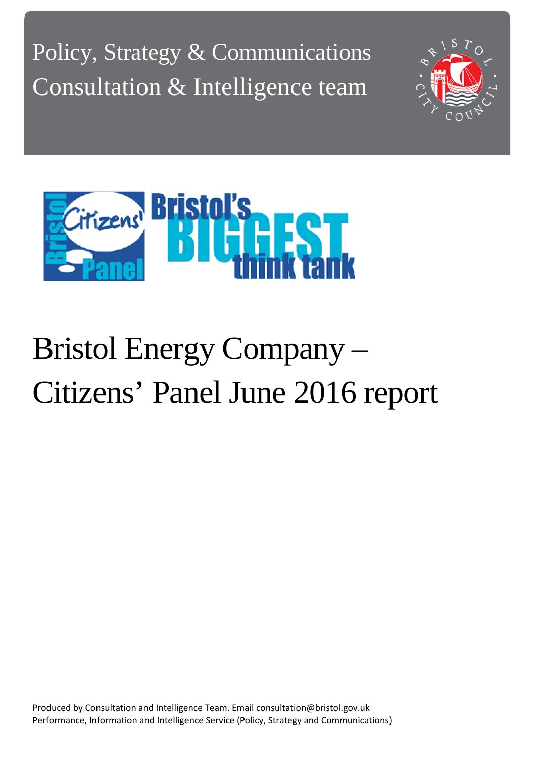Policy, Strategy & Communications
Consultation & Intelligence team

# Bristol Energy Company – Citizens' Panel June 2016 report

Produced by Consultation and Intelligence Team. Email consultation@bristol.gov.uk
Performance, Information and Intelligence Service (Policy, Strategy and Communications)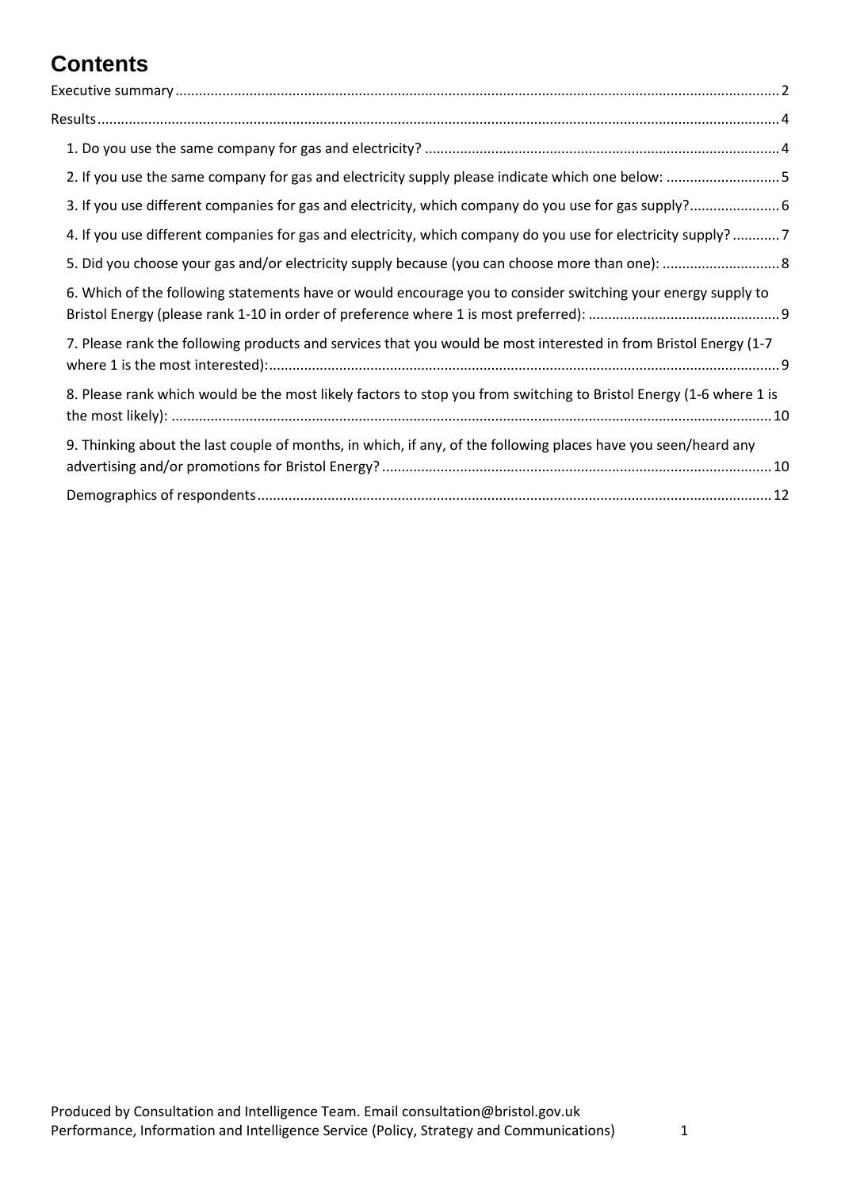# Contents

Executive summary ........................................................................................................................................ 2

Results ............................................................................................................................................................ 4

- 1. Do you use the same company for gas and electricity? ......................................................................... 4
- 2. If you use the same company for gas and electricity supply please indicate which one below: ............................ 5
- 3. If you use different companies for gas and electricity, which company do you use for gas supply? ....................... 6
- 4. If you use different companies for gas and electricity, which company do you use for electricity supply? ............ 7
- 5. Did you choose your gas and/or electricity supply because (you can choose more than one): ............................. 8
- 6. Which of the following statements have or would encourage you to consider switching your energy supply to Bristol Energy (please rank 1-10 in order of preference where 1 is most preferred): ................................................ 9
- 7. Please rank the following products and services that you would be most interested in from Bristol Energy (1-7 where 1 is the most interested): ................................................................................................................ 9
- 8. Please rank which would be the most likely factors to stop you from switching to Bristol Energy (1-6 where 1 is the most likely): ....................................................................................................................................... 10
- 9. Thinking about the last couple of months, in which, if any, of the following places have you seen/heard any advertising and/or promotions for Bristol Energy? .................................................................................. 10
- Demographics of respondents .................................................................................................................. 12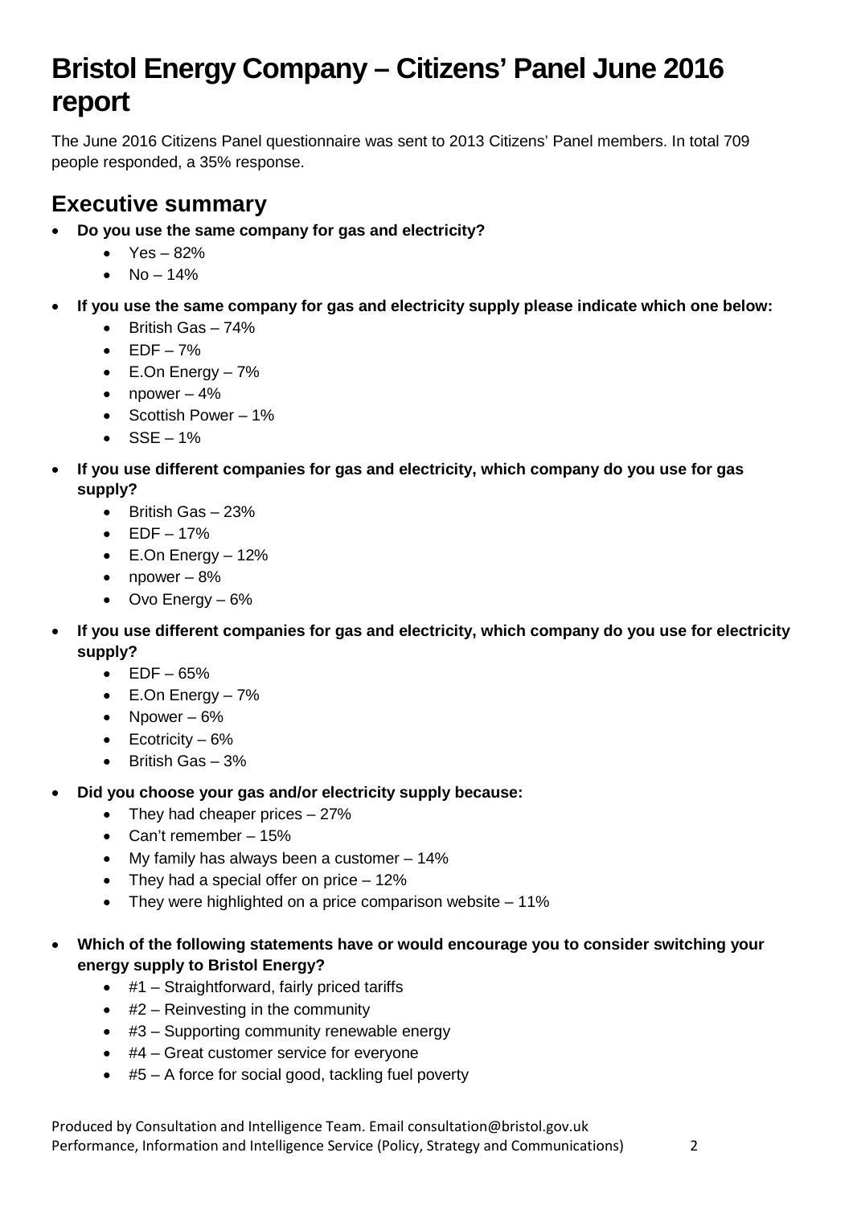# Bristol Energy Company – Citizens' Panel June 2016 report

The June 2016 Citizens Panel questionnaire was sent to 2013 Citizens' Panel members. In total 709 people responded, a 35% response.

## Executive summary

- **Do you use the same company for gas and electricity?**
  - Yes – 82%
  - No – 14%
- **If you use the same company for gas and electricity supply please indicate which one below:**
  - British Gas – 74%
  - EDF – 7%
  - E.On Energy – 7%
  - npower – 4%
  - Scottish Power – 1%
  - SSE – 1%
- **If you use different companies for gas and electricity, which company do you use for gas supply?**
  - British Gas – 23%
  - EDF – 17%
  - E.On Energy – 12%
  - npower – 8%
  - Ovo Energy – 6%
- **If you use different companies for gas and electricity, which company do you use for electricity supply?**
  - EDF – 65%
  - E.On Energy – 7%
  - Npower – 6%
  - Ecotricity – 6%
  - British Gas – 3%
- **Did you choose your gas and/or electricity supply because:**
  - They had cheaper prices – 27%
  - Can't remember – 15%
  - My family has always been a customer – 14%
  - They had a special offer on price – 12%
  - They were highlighted on a price comparison website – 11%
- **Which of the following statements have or would encourage you to consider switching your energy supply to Bristol Energy?**
  - #1 – Straightforward, fairly priced tariffs
  - #2 – Reinvesting in the community
  - #3 – Supporting community renewable energy
  - #4 – Great customer service for everyone
  - #5 – A force for social good, tackling fuel poverty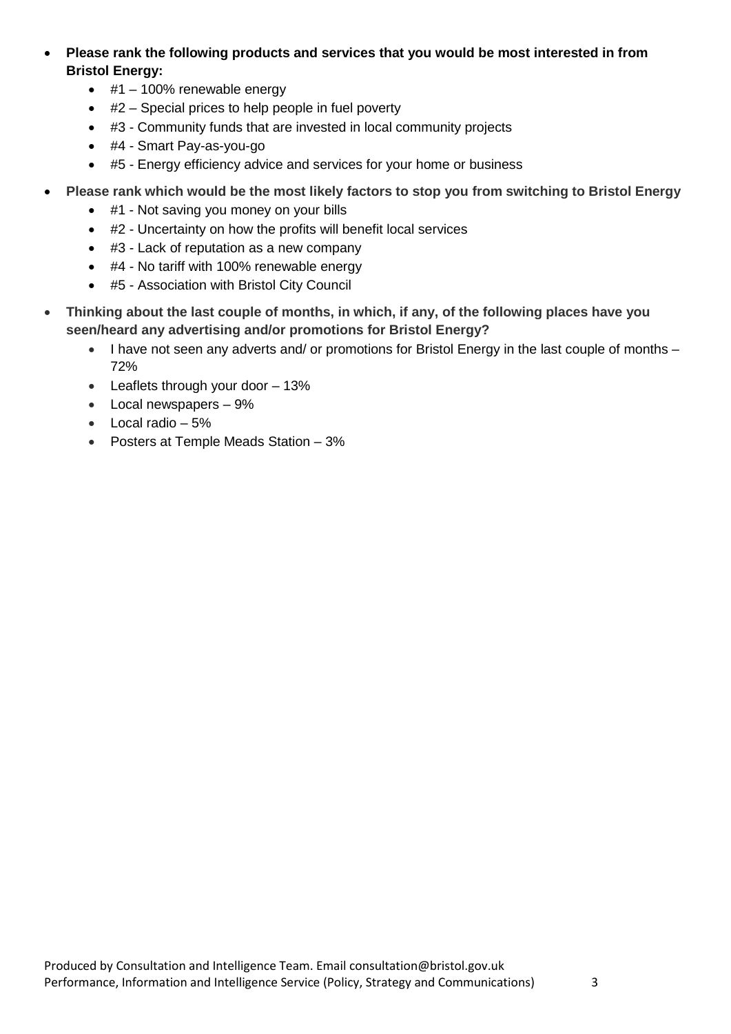- **Please rank the following products and services that you would be most interested in from Bristol Energy:**
    - #1 – 100% renewable energy
    - #2 – Special prices to help people in fuel poverty
    - #3 - Community funds that are invested in local community projects
    - #4 - Smart Pay-as-you-go
    - #5 - Energy efficiency advice and services for your home or business
- **Please rank which would be the most likely factors to stop you from switching to Bristol Energy**
    - #1 - Not saving you money on your bills
    - #2 - Uncertainty on how the profits will benefit local services
    - #3 - Lack of reputation as a new company
    - #4 - No tariff with 100% renewable energy
    - #5 - Association with Bristol City Council
- **Thinking about the last couple of months, in which, if any, of the following places have you seen/heard any advertising and/or promotions for Bristol Energy?**
    - I have not seen any adverts and/ or promotions for Bristol Energy in the last couple of months – 72%
    - Leaflets through your door – 13%
    - Local newspapers – 9%
    - Local radio – 5%
    - Posters at Temple Meads Station – 3%

Produced by Consultation and Intelligence Team. Email consultation@bristol.gov.uk
Performance, Information and Intelligence Service (Policy, Strategy and Communications)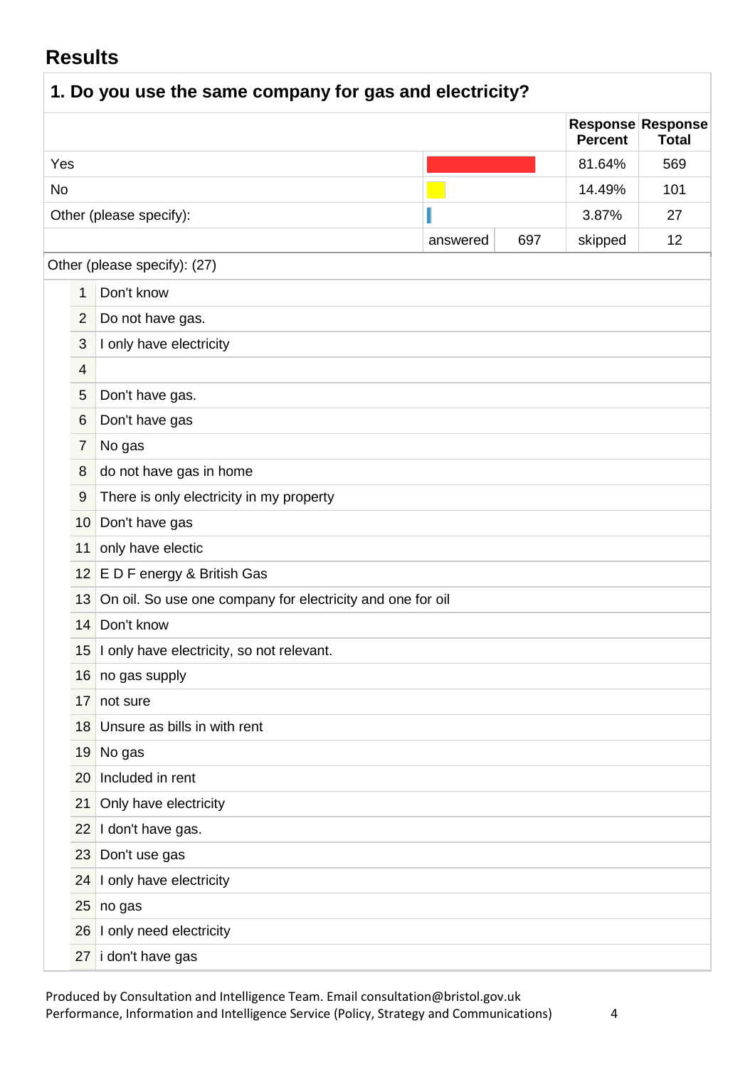## Results

### 1. Do you use the same company for gas and electricity?

| | Response Percent | Response Total |
|---|---|---|
| Yes | 81.64% | 569 |
| No | 14.49% | 101 |
| Other (please specify): | 3.87% | 27 |
| answered 697 | skipped | 12 |

Other (please specify): (27)

| | |
|---|---|
| 1 | Don't know |
| 2 | Do not have gas. |
| 3 | I only have electricity |
| 4 | |
| 5 | Don't have gas. |
| 6 | Don't have gas |
| 7 | No gas |
| 8 | do not have gas in home |
| 9 | There is only electricity in my property |
| 10 | Don't have gas |
| 11 | only have electic |
| 12 | E D F energy & British Gas |
| 13 | On oil. So use one company for electricity and one for oil |
| 14 | Don't know |
| 15 | I only have electricity, so not relevant. |
| 16 | no gas supply |
| 17 | not sure |
| 18 | Unsure as bills in with rent |
| 19 | No gas |
| 20 | Included in rent |
| 21 | Only have electricity |
| 22 | I don't have gas. |
| 23 | Don't use gas |
| 24 | I only have electricity |
| 25 | no gas |
| 26 | I only need electricity |
| 27 | i don't have gas |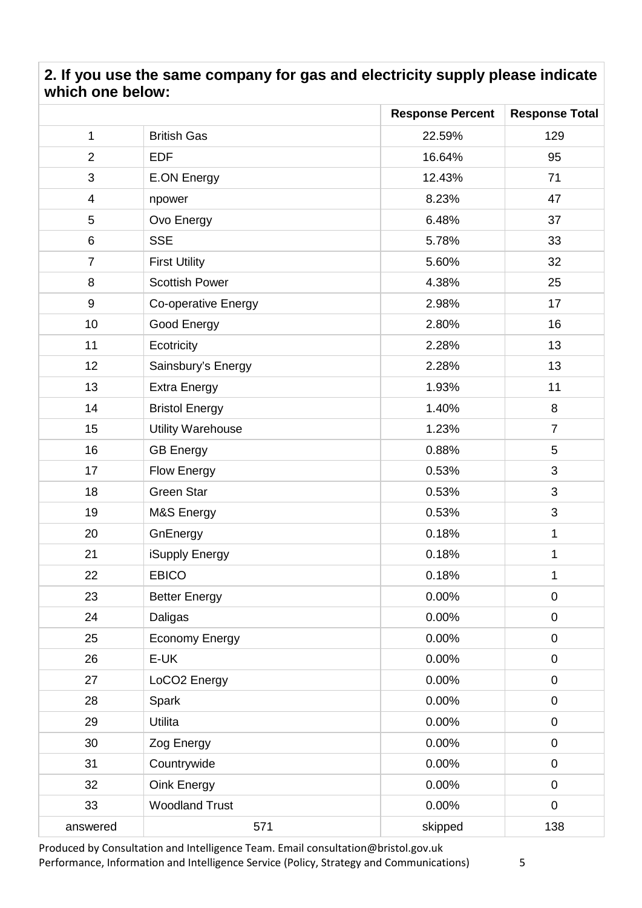## 2. If you use the same company for gas and electricity supply please indicate which one below:

| | | Response Percent | Response Total |
|---|---|---|---|
| 1 | British Gas | 22.59% | 129 |
| 2 | EDF | 16.64% | 95 |
| 3 | E.ON Energy | 12.43% | 71 |
| 4 | npower | 8.23% | 47 |
| 5 | Ovo Energy | 6.48% | 37 |
| 6 | SSE | 5.78% | 33 |
| 7 | First Utility | 5.60% | 32 |
| 8 | Scottish Power | 4.38% | 25 |
| 9 | Co-operative Energy | 2.98% | 17 |
| 10 | Good Energy | 2.80% | 16 |
| 11 | Ecotricity | 2.28% | 13 |
| 12 | Sainsbury's Energy | 2.28% | 13 |
| 13 | Extra Energy | 1.93% | 11 |
| 14 | Bristol Energy | 1.40% | 8 |
| 15 | Utility Warehouse | 1.23% | 7 |
| 16 | GB Energy | 0.88% | 5 |
| 17 | Flow Energy | 0.53% | 3 |
| 18 | Green Star | 0.53% | 3 |
| 19 | M&S Energy | 0.53% | 3 |
| 20 | GnEnergy | 0.18% | 1 |
| 21 | iSupply Energy | 0.18% | 1 |
| 22 | EBICO | 0.18% | 1 |
| 23 | Better Energy | 0.00% | 0 |
| 24 | Daligas | 0.00% | 0 |
| 25 | Economy Energy | 0.00% | 0 |
| 26 | E-UK | 0.00% | 0 |
| 27 | LoCO2 Energy | 0.00% | 0 |
| 28 | Spark | 0.00% | 0 |
| 29 | Utilita | 0.00% | 0 |
| 30 | Zog Energy | 0.00% | 0 |
| 31 | Countrywide | 0.00% | 0 |
| 32 | Oink Energy | 0.00% | 0 |
| 33 | Woodland Trust | 0.00% | 0 |
| answered | 571 | skipped | 138 |

Produced by Consultation and Intelligence Team. Email consultation@bristol.gov.uk
Performance, Information and Intelligence Service (Policy, Strategy and Communications)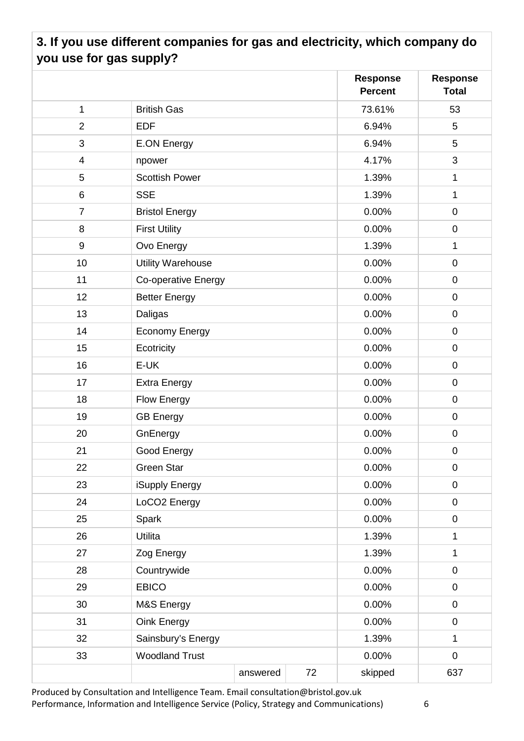### 3. If you use different companies for gas and electricity, which company do you use for gas supply?

| | | | | Response Percent | Response Total |
|---|---|---|---|---|---|
| 1 | British Gas | | | 73.61% | 53 |
| 2 | EDF | | | 6.94% | 5 |
| 3 | E.ON Energy | | | 6.94% | 5 |
| 4 | npower | | | 4.17% | 3 |
| 5 | Scottish Power | | | 1.39% | 1 |
| 6 | SSE | | | 1.39% | 1 |
| 7 | Bristol Energy | | | 0.00% | 0 |
| 8 | First Utility | | | 0.00% | 0 |
| 9 | Ovo Energy | | | 1.39% | 1 |
| 10 | Utility Warehouse | | | 0.00% | 0 |
| 11 | Co-operative Energy | | | 0.00% | 0 |
| 12 | Better Energy | | | 0.00% | 0 |
| 13 | Daligas | | | 0.00% | 0 |
| 14 | Economy Energy | | | 0.00% | 0 |
| 15 | Ecotricity | | | 0.00% | 0 |
| 16 | E-UK | | | 0.00% | 0 |
| 17 | Extra Energy | | | 0.00% | 0 |
| 18 | Flow Energy | | | 0.00% | 0 |
| 19 | GB Energy | | | 0.00% | 0 |
| 20 | GnEnergy | | | 0.00% | 0 |
| 21 | Good Energy | | | 0.00% | 0 |
| 22 | Green Star | | | 0.00% | 0 |
| 23 | iSupply Energy | | | 0.00% | 0 |
| 24 | LoCO2 Energy | | | 0.00% | 0 |
| 25 | Spark | | | 0.00% | 0 |
| 26 | Utilita | | | 1.39% | 1 |
| 27 | Zog Energy | | | 1.39% | 1 |
| 28 | Countrywide | | | 0.00% | 0 |
| 29 | EBICO | | | 0.00% | 0 |
| 30 | M&S Energy | | | 0.00% | 0 |
| 31 | Oink Energy | | | 0.00% | 0 |
| 32 | Sainsbury's Energy | | | 1.39% | 1 |
| 33 | Woodland Trust | | | 0.00% | 0 |
| | | answered | 72 | skipped | 637 |

Produced by Consultation and Intelligence Team. Email consultation@bristol.gov.uk
Performance, Information and Intelligence Service (Policy, Strategy and Communications)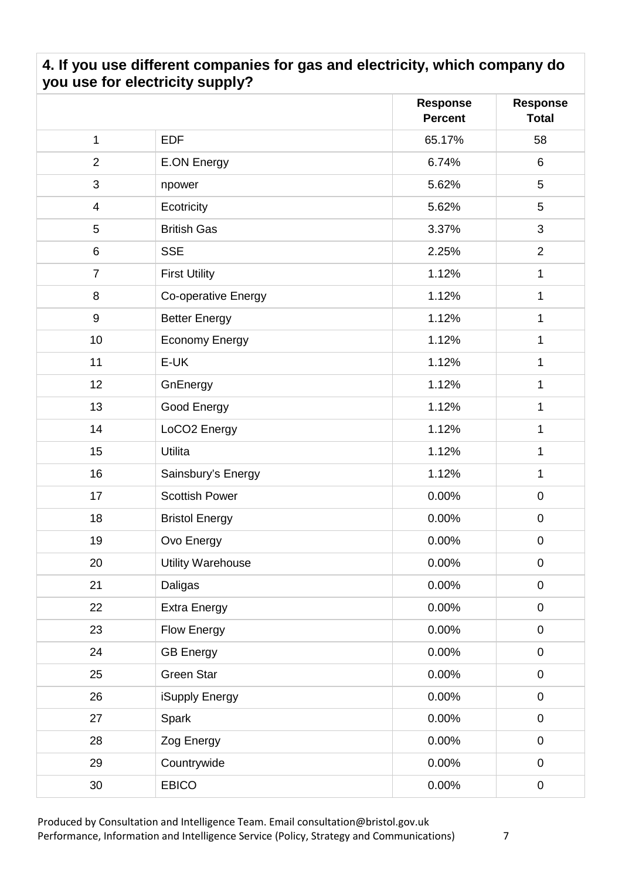**4. If you use different companies for gas and electricity, which company do you use for electricity supply?**

| | | Response Percent | Response Total |
|---|---|---|---|
| 1 | EDF | 65.17% | 58 |
| 2 | E.ON Energy | 6.74% | 6 |
| 3 | npower | 5.62% | 5 |
| 4 | Ecotricity | 5.62% | 5 |
| 5 | British Gas | 3.37% | 3 |
| 6 | SSE | 2.25% | 2 |
| 7 | First Utility | 1.12% | 1 |
| 8 | Co-operative Energy | 1.12% | 1 |
| 9 | Better Energy | 1.12% | 1 |
| 10 | Economy Energy | 1.12% | 1 |
| 11 | E-UK | 1.12% | 1 |
| 12 | GnEnergy | 1.12% | 1 |
| 13 | Good Energy | 1.12% | 1 |
| 14 | LoCO2 Energy | 1.12% | 1 |
| 15 | Utilita | 1.12% | 1 |
| 16 | Sainsbury's Energy | 1.12% | 1 |
| 17 | Scottish Power | 0.00% | 0 |
| 18 | Bristol Energy | 0.00% | 0 |
| 19 | Ovo Energy | 0.00% | 0 |
| 20 | Utility Warehouse | 0.00% | 0 |
| 21 | Daligas | 0.00% | 0 |
| 22 | Extra Energy | 0.00% | 0 |
| 23 | Flow Energy | 0.00% | 0 |
| 24 | GB Energy | 0.00% | 0 |
| 25 | Green Star | 0.00% | 0 |
| 26 | iSupply Energy | 0.00% | 0 |
| 27 | Spark | 0.00% | 0 |
| 28 | Zog Energy | 0.00% | 0 |
| 29 | Countrywide | 0.00% | 0 |
| 30 | EBICO | 0.00% | 0 |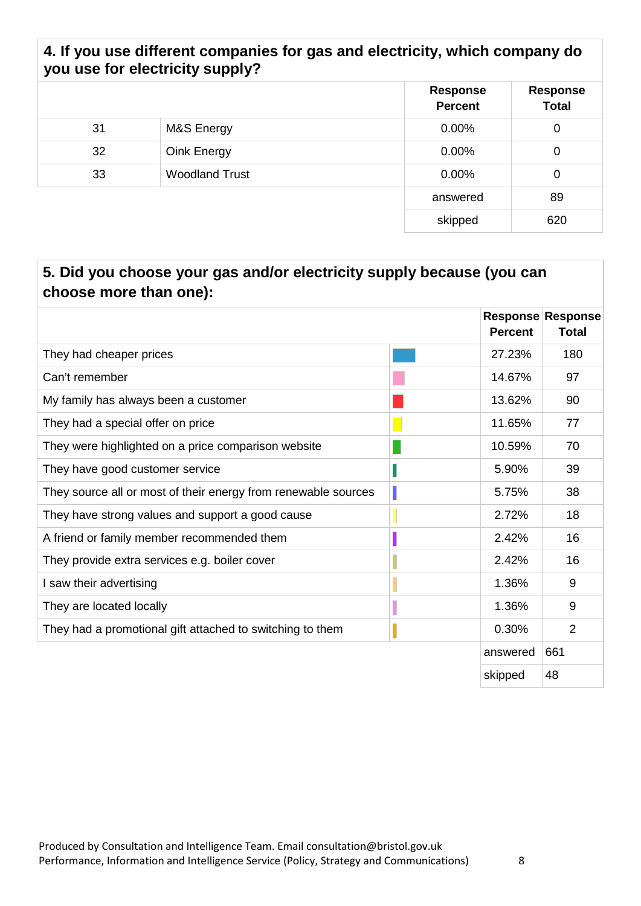### 4. If you use different companies for gas and electricity, which company do you use for electricity supply?

| | | Response Percent | Response Total |
|---|---|---|---|
| 31 | M&S Energy | 0.00% | 0 |
| 32 | Oink Energy | 0.00% | 0 |
| 33 | Woodland Trust | 0.00% | 0 |
| | | answered | 89 |
| | | skipped | 620 |

### 5. Did you choose your gas and/or electricity supply because (you can choose more than one):

| | Response Percent | Response Total |
|---|---|---|
| They had cheaper prices | 27.23% | 180 |
| Can't remember | 14.67% | 97 |
| My family has always been a customer | 13.62% | 90 |
| They had a special offer on price | 11.65% | 77 |
| They were highlighted on a price comparison website | 10.59% | 70 |
| They have good customer service | 5.90% | 39 |
| They source all or most of their energy from renewable sources | 5.75% | 38 |
| They have strong values and support a good cause | 2.72% | 18 |
| A friend or family member recommended them | 2.42% | 16 |
| They provide extra services e.g. boiler cover | 2.42% | 16 |
| I saw their advertising | 1.36% | 9 |
| They are located locally | 1.36% | 9 |
| They had a promotional gift attached to switching to them | 0.30% | 2 |
| | answered | 661 |
| | skipped | 48 |

Produced by Consultation and Intelligence Team. Email consultation@bristol.gov.uk
Performance, Information and Intelligence Service (Policy, Strategy and Communications)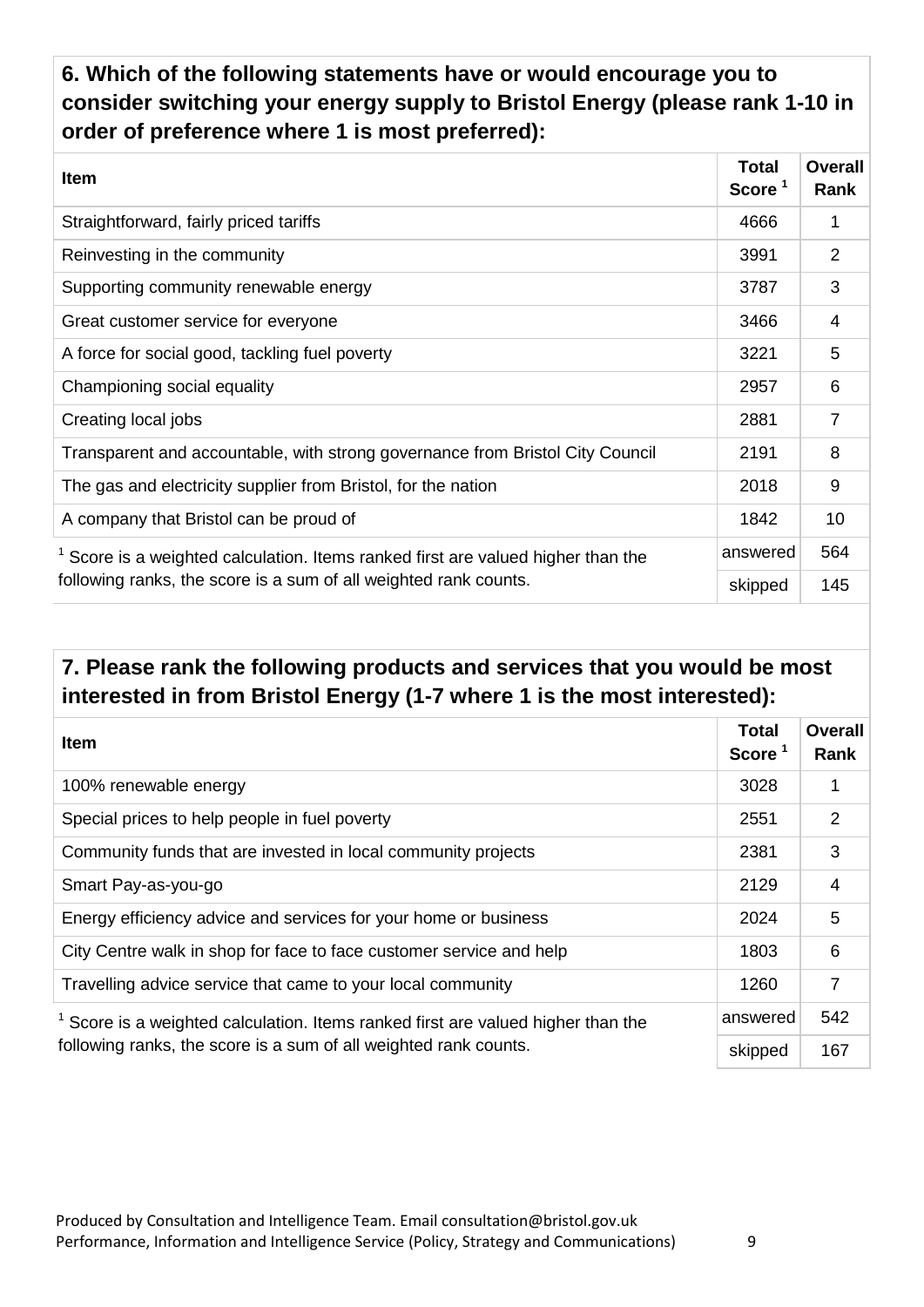### 6. Which of the following statements have or would encourage you to consider switching your energy supply to Bristol Energy (please rank 1-10 in order of preference where 1 is most preferred):

| Item | Total Score [1] | Overall Rank |
|---|---|---|
| Straightforward, fairly priced tariffs | 4666 | 1 |
| Reinvesting in the community | 3991 | 2 |
| Supporting community renewable energy | 3787 | 3 |
| Great customer service for everyone | 3466 | 4 |
| A force for social good, tackling fuel poverty | 3221 | 5 |
| Championing social equality | 2957 | 6 |
| Creating local jobs | 2881 | 7 |
| Transparent and accountable, with strong governance from Bristol City Council | 2191 | 8 |
| The gas and electricity supplier from Bristol, for the nation | 2018 | 9 |
| A company that Bristol can be proud of | 1842 | 10 |
| [1] Score is a weighted calculation. Items ranked first are valued higher than the following ranks, the score is a sum of all weighted rank counts. | answered | 564 |
| | skipped | 145 |

### 7. Please rank the following products and services that you would be most interested in from Bristol Energy (1-7 where 1 is the most interested):

| Item | Total Score [1] | Overall Rank |
|---|---|---|
| 100% renewable energy | 3028 | 1 |
| Special prices to help people in fuel poverty | 2551 | 2 |
| Community funds that are invested in local community projects | 2381 | 3 |
| Smart Pay-as-you-go | 2129 | 4 |
| Energy efficiency advice and services for your home or business | 2024 | 5 |
| City Centre walk in shop for face to face customer service and help | 1803 | 6 |
| Travelling advice service that came to your local community | 1260 | 7 |
| [1] Score is a weighted calculation. Items ranked first are valued higher than the following ranks, the score is a sum of all weighted rank counts. | answered | 542 |
| | skipped | 167 |

Produced by Consultation and Intelligence Team. Email consultation@bristol.gov.uk
Performance, Information and Intelligence Service (Policy, Strategy and Communications)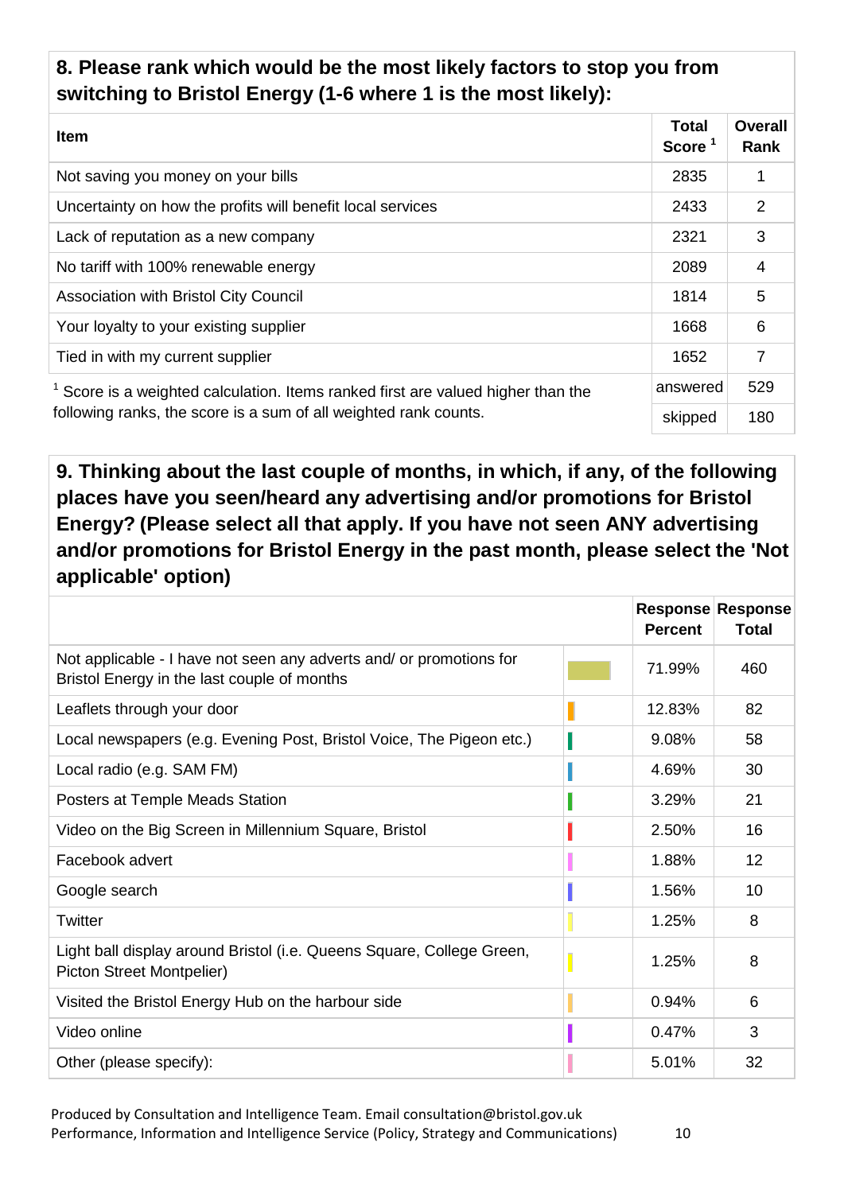### 8. Please rank which would be the most likely factors to stop you from switching to Bristol Energy (1-6 where 1 is the most likely):

| Item | Total Score [1] | Overall Rank |
|---|---|---|
| Not saving you money on your bills | 2835 | 1 |
| Uncertainty on how the profits will benefit local services | 2433 | 2 |
| Lack of reputation as a new company | 2321 | 3 |
| No tariff with 100% renewable energy | 2089 | 4 |
| Association with Bristol City Council | 1814 | 5 |
| Your loyalty to your existing supplier | 1668 | 6 |
| Tied in with my current supplier | 1652 | 7 |
| [1] Score is a weighted calculation. Items ranked first are valued higher than the following ranks, the score is a sum of all weighted rank counts. | answered | 529 |
| | skipped | 180 |

### 9. Thinking about the last couple of months, in which, if any, of the following places have you seen/heard any advertising and/or promotions for Bristol Energy? (Please select all that apply. If you have not seen ANY advertising and/or promotions for Bristol Energy in the past month, please select the 'Not applicable' option)

| | Response Percent | Response Total |
|---|---|---|
| Not applicable - I have not seen any adverts and/ or promotions for Bristol Energy in the last couple of months | 71.99% | 460 |
| Leaflets through your door | 12.83% | 82 |
| Local newspapers (e.g. Evening Post, Bristol Voice, The Pigeon etc.) | 9.08% | 58 |
| Local radio (e.g. SAM FM) | 4.69% | 30 |
| Posters at Temple Meads Station | 3.29% | 21 |
| Video on the Big Screen in Millennium Square, Bristol | 2.50% | 16 |
| Facebook advert | 1.88% | 12 |
| Google search | 1.56% | 10 |
| Twitter | 1.25% | 8 |
| Light ball display around Bristol (i.e. Queens Square, College Green, Picton Street Montpelier) | 1.25% | 8 |
| Visited the Bristol Energy Hub on the harbour side | 0.94% | 6 |
| Video online | 0.47% | 3 |
| Other (please specify): | 5.01% | 32 |

Produced by Consultation and Intelligence Team. Email consultation@bristol.gov.uk
Performance, Information and Intelligence Service (Policy, Strategy and Communications)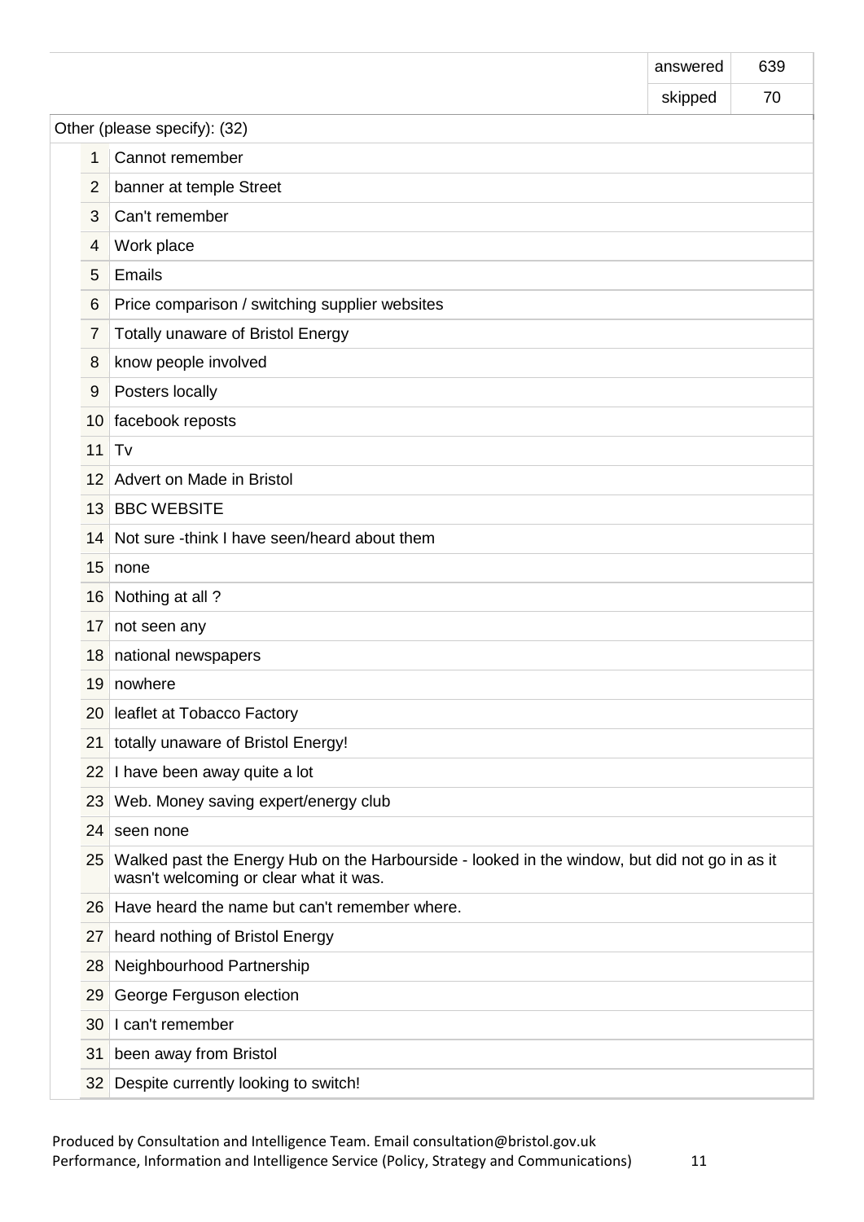| | |
|---|---|
| answered | 639 |
| skipped | 70 |

**Other (please specify): (32)**

| # | Response |
|---|---|
| 1 | Cannot remember |
| 2 | banner at temple Street |
| 3 | Can't remember |
| 4 | Work place |
| 5 | Emails |
| 6 | Price comparison / switching supplier websites |
| 7 | Totally unaware of Bristol Energy |
| 8 | know people involved |
| 9 | Posters locally |
| 10 | facebook reposts |
| 11 | Tv |
| 12 | Advert on Made in Bristol |
| 13 | BBC WEBSITE |
| 14 | Not sure -think I have seen/heard about them |
| 15 | none |
| 16 | Nothing at all ? |
| 17 | not seen any |
| 18 | national newspapers |
| 19 | nowhere |
| 20 | leaflet at Tobacco Factory |
| 21 | totally unaware of Bristol Energy! |
| 22 | I have been away quite a lot |
| 23 | Web. Money saving expert/energy club |
| 24 | seen none |
| 25 | Walked past the Energy Hub on the Harbourside - looked in the window, but did not go in as it wasn't welcoming or clear what it was. |
| 26 | Have heard the name but can't remember where. |
| 27 | heard nothing of Bristol Energy |
| 28 | Neighbourhood Partnership |
| 29 | George Ferguson election |
| 30 | I can't remember |
| 31 | been away from Bristol |
| 32 | Despite currently looking to switch! |

Produced by Consultation and Intelligence Team. Email consultation@bristol.gov.uk
Performance, Information and Intelligence Service (Policy, Strategy and Communications)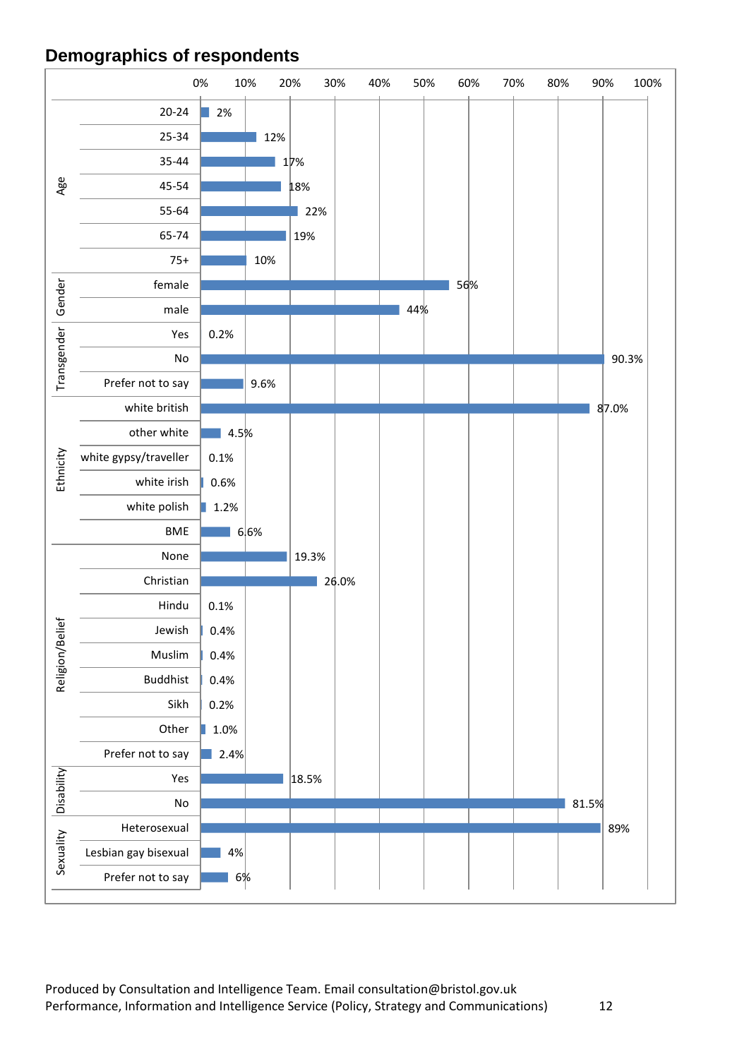# Demographics of respondents

| Category | Group | Percentage |
|---|---|---|
| Age | 20-24 | 2% |
| | 25-34 | 12% |
| | 35-44 | 17% |
| | 45-54 | 18% |
| | 55-64 | 22% |
| | 65-74 | 19% |
| | 75+ | 10% |
| Gender | female | 56% |
| | male | 44% |
| Transgender | Yes | 0.2% |
| | No | 90.3% |
| | Prefer not to say | 9.6% |
| Ethnicity | white british | 87.0% |
| | other white | 4.5% |
| | white gypsy/traveller | 0.1% |
| | white irish | 0.6% |
| | white polish | 1.2% |
| | BME | 6.6% |
| Religion/Belief | None | 19.3% |
| | Christian | 26.0% |
| | Hindu | 0.1% |
| | Jewish | 0.4% |
| | Muslim | 0.4% |
| | Buddhist | 0.4% |
| | Sikh | 0.2% |
| | Other | 1.0% |
| | Prefer not to say | 2.4% |
| Disability | Yes | 18.5% |
| | No | 81.5% |
| Sexuality | Heterosexual | 89% |
| | Lesbian gay bisexual | 4% |
| | Prefer not to say | 6% |

Produced by Consultation and Intelligence Team. Email consultation@bristol.gov.uk
Performance, Information and Intelligence Service (Policy, Strategy and Communications)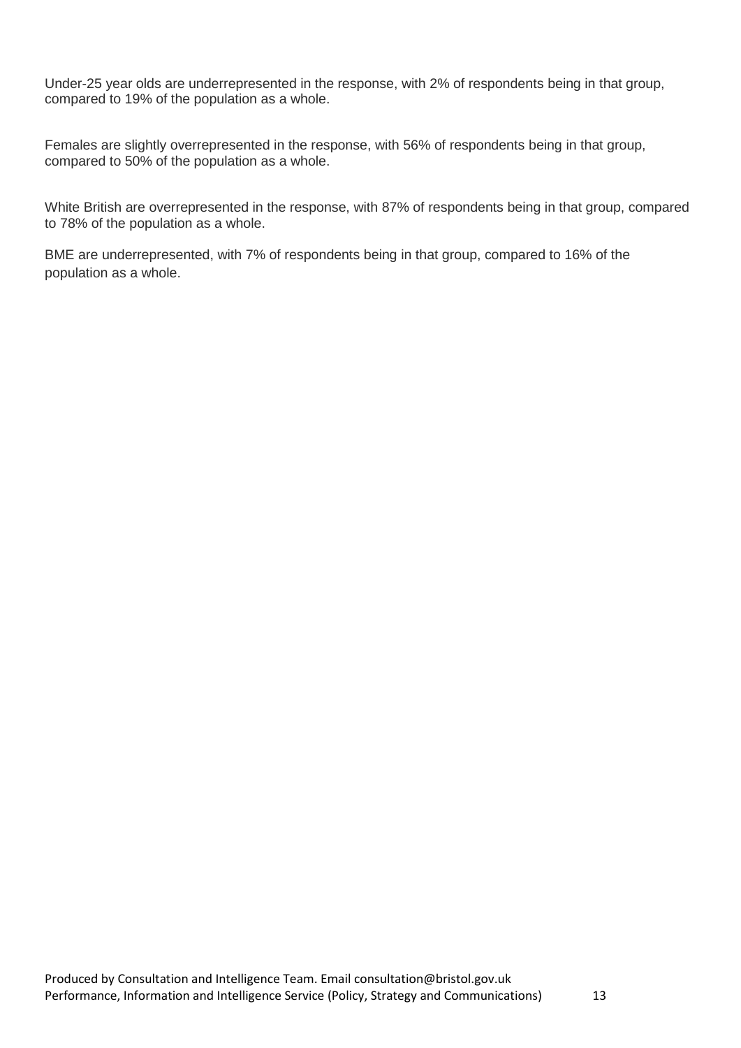Under-25 year olds are underrepresented in the response, with 2% of respondents being in that group, compared to 19% of the population as a whole.

Females are slightly overrepresented in the response, with 56% of respondents being in that group, compared to 50% of the population as a whole.

White British are overrepresented in the response, with 87% of respondents being in that group, compared to 78% of the population as a whole.

BME are underrepresented, with 7% of respondents being in that group, compared to 16% of the population as a whole.